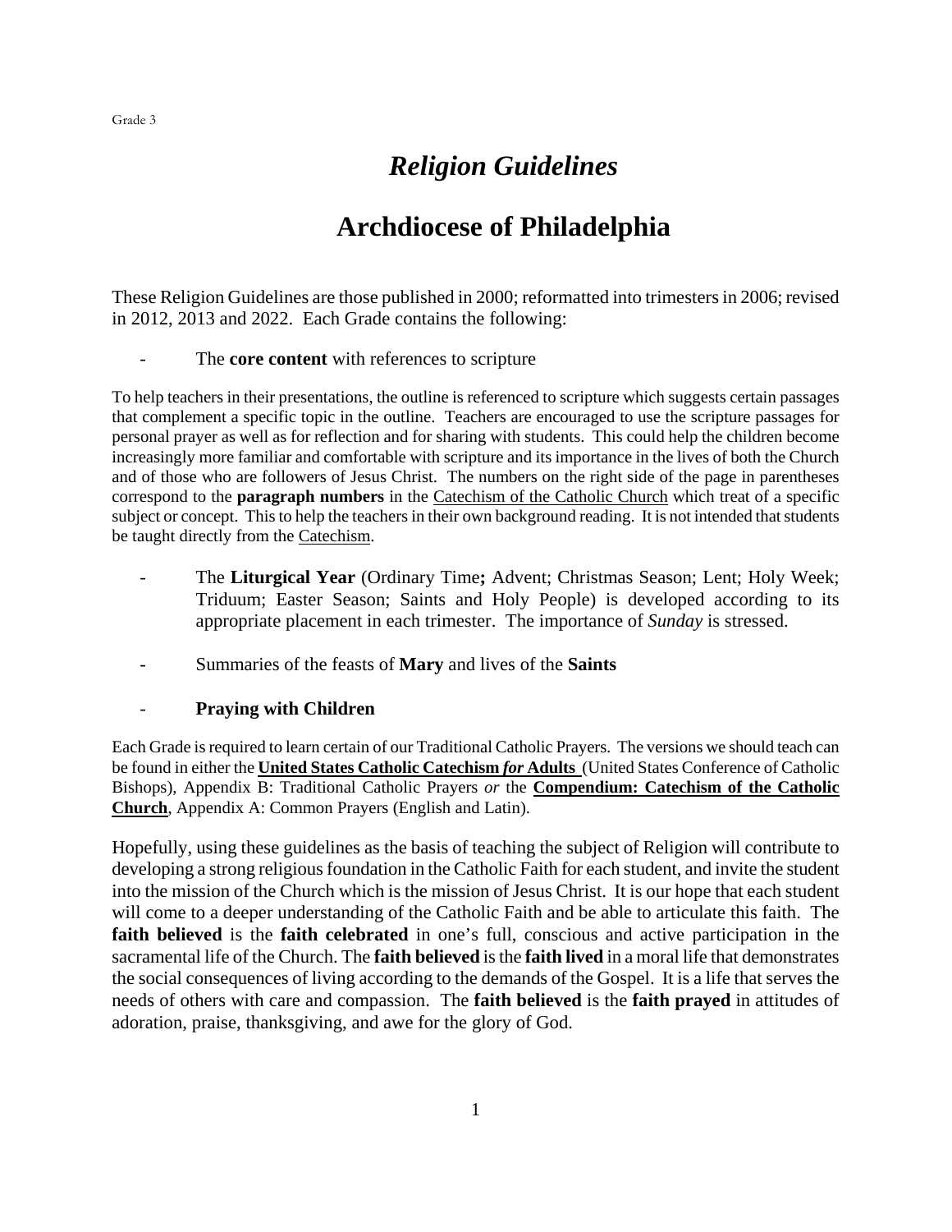# *Religion Guidelines*

# Archdiocese of Philadelphia

These Religion Guidelines are those published in 2000; reformatted into trimesters in 2006; revised in 2012, 2013 and 2022. Each Grade contains the following:

- The **core content** with references to scripture

To help teachers in their presentations, the outline is referenced to scripture which suggests certain passages that complement a specific topic in the outline. Teachers are encouraged to use the scripture passages for personal prayer as well as for reflection and for sharing with students. This could help the children become increasingly more familiar and comfortable with scripture and its importance in the lives of both the Church and of those who are followers of Jesus Christ. The numbers on the right side of the page in parentheses correspond to the **paragraph numbers** in the <u>Catechism of the Catholic Church</u> which treat of a specific subject or concept. This to help the teachers in their own background reading. It is not intended that students be taught directly from the <u>Catechism</u>.

- The **Liturgical Year** (Ordinary Time**;** Advent; Christmas Season; Lent; Holy Week; Triduum; Easter Season; Saints and Holy People) is developed according to its appropriate placement in each trimester. The importance of *Sunday* is stressed.

- Summaries of the feasts of **Mary** and lives of the **Saints**

- **Praying with Children**

Each Grade is required to learn certain of our Traditional Catholic Prayers. The versions we should teach can be found in either the **<u>United States Catholic Catechism *for* Adults</u>** (United States Conference of Catholic Bishops), Appendix B: Traditional Catholic Prayers *or* the **<u>Compendium: Catechism of the Catholic Church</u>**, Appendix A: Common Prayers (English and Latin).

Hopefully, using these guidelines as the basis of teaching the subject of Religion will contribute to developing a strong religious foundation in the Catholic Faith for each student, and invite the student into the mission of the Church which is the mission of Jesus Christ. It is our hope that each student will come to a deeper understanding of the Catholic Faith and be able to articulate this faith. The **faith believed** is the **faith celebrated** in one's full, conscious and active participation in the sacramental life of the Church. The **faith believed** is the **faith lived** in a moral life that demonstrates the social consequences of living according to the demands of the Gospel. It is a life that serves the needs of others with care and compassion. The **faith believed** is the **faith prayed** in attitudes of adoration, praise, thanksgiving, and awe for the glory of God.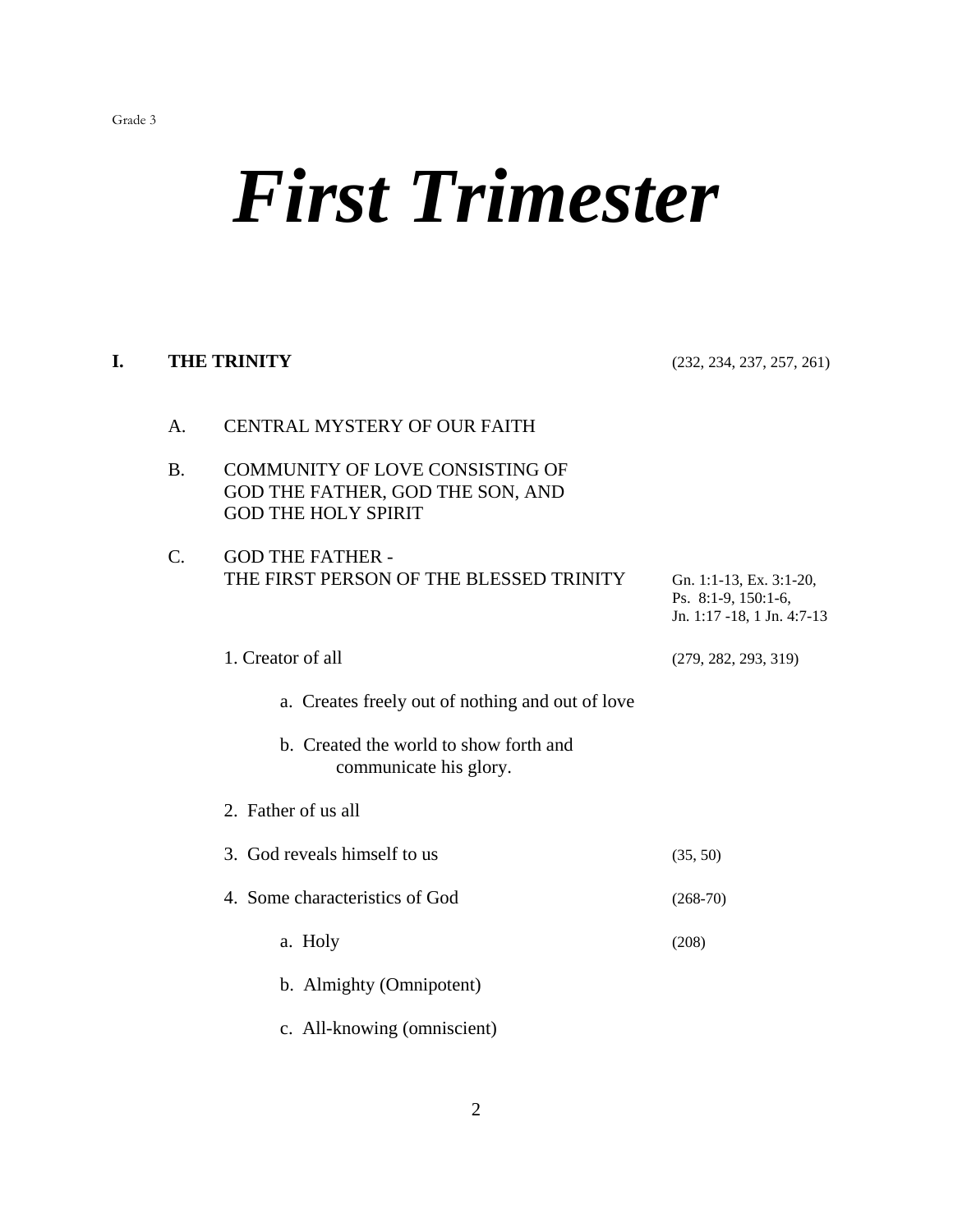# *First Trimester*

## I. THE TRINITY (232, 234, 237, 257, 261)

A. CENTRAL MYSTERY OF OUR FAITH

B. COMMUNITY OF LOVE CONSISTING OF GOD THE FATHER, GOD THE SON, AND GOD THE HOLY SPIRIT

C. GOD THE FATHER - THE FIRST PERSON OF THE BLESSED TRINITY (Gn. 1:1-13, Ex. 3:1-20, Ps. 8:1-9, 150:1-6, Jn. 1:17 -18, 1 Jn. 4:7-13)

1. Creator of all (279, 282, 293, 319)
    - a. Creates freely out of nothing and out of love
    - b. Created the world to show forth and communicate his glory.
2. Father of us all
3. God reveals himself to us (35, 50)
4. Some characteristics of God (268-70)
    - a. Holy (208)
    - b. Almighty (Omnipotent)
    - c. All-knowing (omniscient)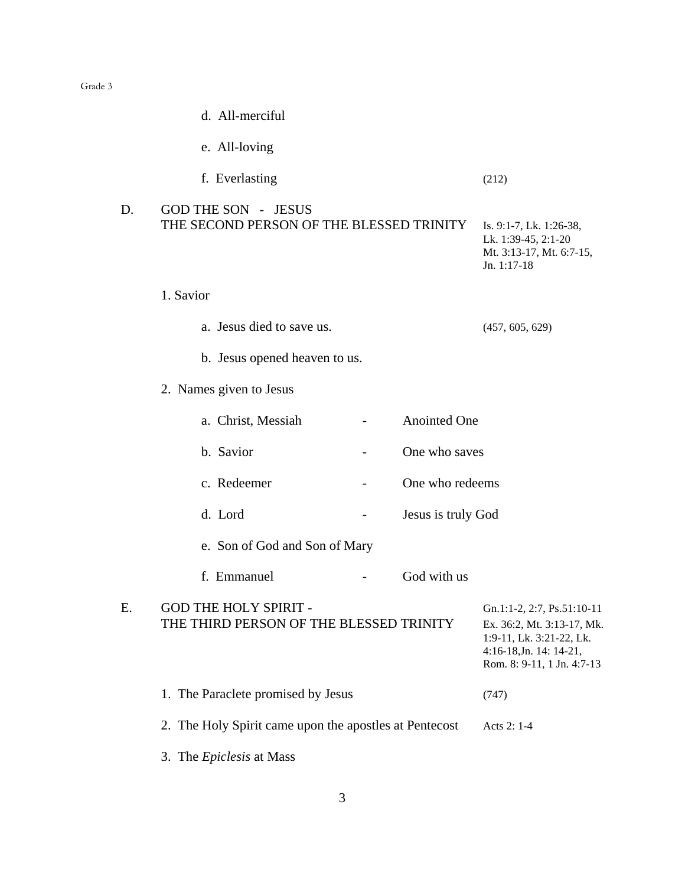d. All-merciful

e. All-loving

f. Everlasting (212)

D. GOD THE SON - JESUS
THE SECOND PERSON OF THE BLESSED TRINITY

Is. 9:1-7, Lk. 1:26-38, Lk. 1:39-45, 2:1-20 Mt. 3:13-17, Mt. 6:7-15, Jn. 1:17-18

1. Savior

a. Jesus died to save us. (457, 605, 629)

b. Jesus opened heaven to us.

2. Names given to Jesus

a. Christ, Messiah - Anointed One

b. Savior - One who saves

c. Redeemer - One who redeems

d. Lord - Jesus is truly God

e. Son of God and Son of Mary

f. Emmanuel - God with us

E. GOD THE HOLY SPIRIT -
THE THIRD PERSON OF THE BLESSED TRINITY

Gn.1:1-2, 2:7, Ps.51:10-11 Ex. 36:2, Mt. 3:13-17, Mk. 1:9-11, Lk. 3:21-22, Lk. 4:16-18,Jn. 14: 14-21, Rom. 8: 9-11, 1 Jn. 4:7-13

1. The Paraclete promised by Jesus (747)

2. The Holy Spirit came upon the apostles at Pentecost Acts 2: 1-4

3. The *Epiclesis* at Mass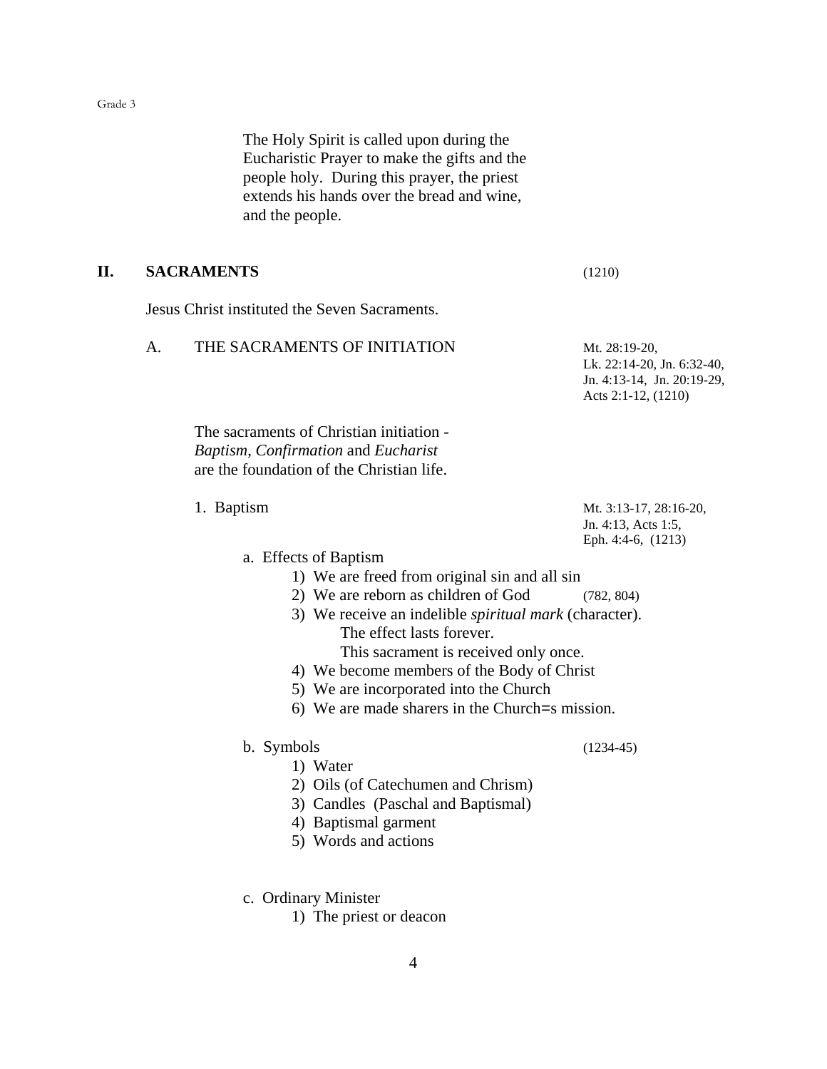The Holy Spirit is called upon during the Eucharistic Prayer to make the gifts and the people holy. During this prayer, the priest extends his hands over the bread and wine, and the people.

## II. SACRAMENTS (1210)

Jesus Christ instituted the Seven Sacraments.

### A. THE SACRAMENTS OF INITIATION

Mt. 28:19-20, Lk. 22:14-20, Jn. 6:32-40, Jn. 4:13-14, Jn. 20:19-29, Acts 2:1-12, (1210)

The sacraments of Christian initiation - *Baptism, Confirmation* and *Eucharist* are the foundation of the Christian life.

#### 1. Baptism

Mt. 3:13-17, 28:16-20, Jn. 4:13, Acts 1:5, Eph. 4:4-6, (1213)

a. Effects of Baptism
   1) We are freed from original sin and all sin
   2) We are reborn as children of God (782, 804)
   3) We receive an indelible *spiritual mark* (character).
      The effect lasts forever.
      This sacrament is received only once.
   4) We become members of the Body of Christ
   5) We are incorporated into the Church
   6) We are made sharers in the Church=s mission.

b. Symbols (1234-45)
   1) Water
   2) Oils (of Catechumen and Chrism)
   3) Candles (Paschal and Baptismal)
   4) Baptismal garment
   5) Words and actions

c. Ordinary Minister
   1) The priest or deacon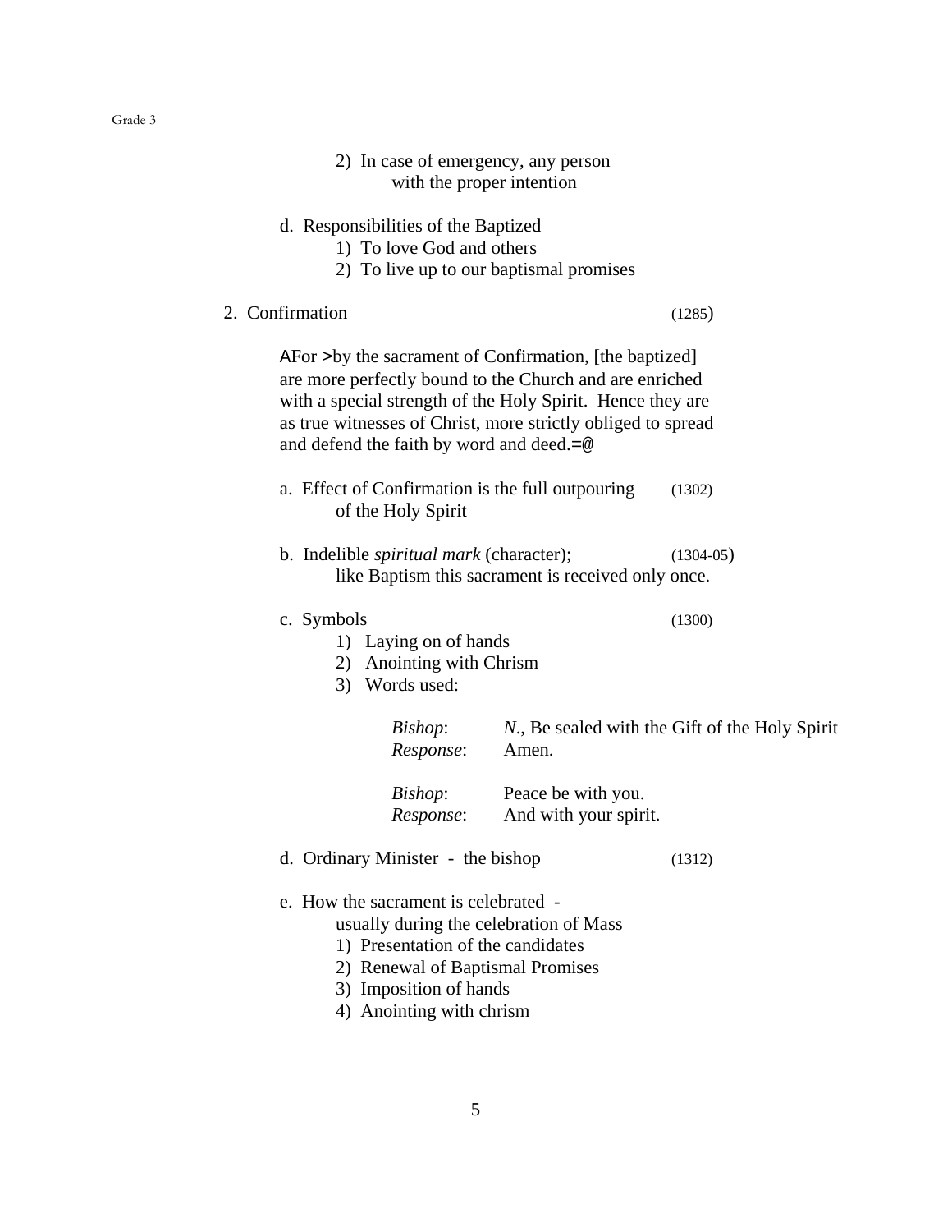2) In case of emergency, any person with the proper intention

d. Responsibilities of the Baptized
   1) To love God and others
   2) To live up to our baptismal promises

2. Confirmation (1285)

AFor >by the sacrament of Confirmation, [the baptized] are more perfectly bound to the Church and are enriched with a special strength of the Holy Spirit. Hence they are as true witnesses of Christ, more strictly obliged to spread and defend the faith by word and deed.=@

a. Effect of Confirmation is the full outpouring of the Holy Spirit (1302)

b. Indelible *spiritual mark* (character); like Baptism this sacrament is received only once. (1304-05)

c. Symbols (1300)
   1) Laying on of hands
   2) Anointing with Chrism
   3) Words used:

      *Bishop*: *N*., Be sealed with the Gift of the Holy Spirit
      *Response*: Amen.

      *Bishop*: Peace be with you.
      *Response*: And with your spirit.

d. Ordinary Minister - the bishop (1312)

e. How the sacrament is celebrated - usually during the celebration of Mass
   1) Presentation of the candidates
   2) Renewal of Baptismal Promises
   3) Imposition of hands
   4) Anointing with chrism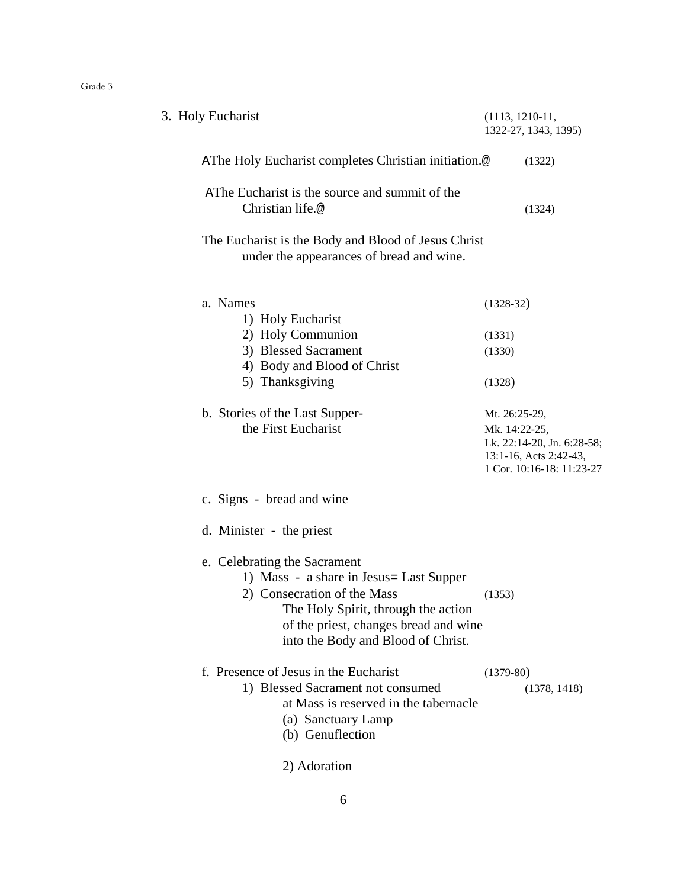## 3. Holy Eucharist (1113, 1210-11, 1322-27, 1343, 1395)

AThe Holy Eucharist completes Christian initiation.@ (1322)

AThe Eucharist is the source and summit of the Christian life.@ (1324)

The Eucharist is the Body and Blood of Jesus Christ under the appearances of bread and wine.

a. Names (1328-32)
   1) Holy Eucharist
   2) Holy Communion (1331)
   3) Blessed Sacrament (1330)
   4) Body and Blood of Christ
   5) Thanksgiving (1328)

b. Stories of the Last Supper- the First Eucharist — Mt. 26:25-29, Mk. 14:22-25, Lk. 22:14-20, Jn. 6:28-58; 13:1-16, Acts 2:42-43, 1 Cor. 10:16-18: 11:23-27

c. Signs - bread and wine

d. Minister - the priest

e. Celebrating the Sacrament
   1) Mass - a share in Jesus= Last Supper
   2) Consecration of the Mass (1353)
      The Holy Spirit, through the action of the priest, changes bread and wine into the Body and Blood of Christ.

f. Presence of Jesus in the Eucharist (1379-80)
   1) Blessed Sacrament not consumed at Mass is reserved in the tabernacle (1378, 1418)
      (a) Sanctuary Lamp
      (b) Genuflection
   2) Adoration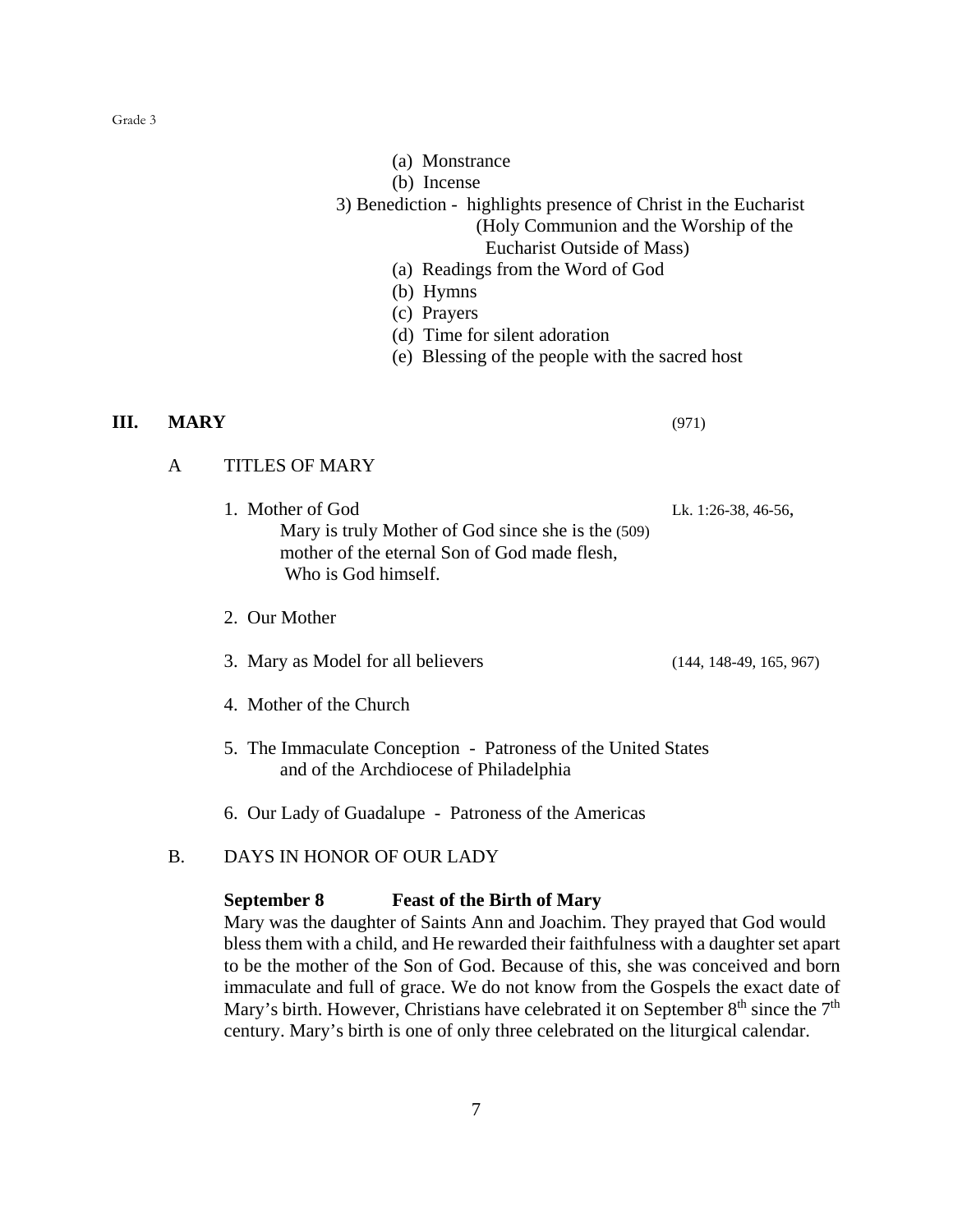(a) Monstrance
(b) Incense

3) Benediction - highlights presence of Christ in the Eucharist (Holy Communion and the Worship of the Eucharist Outside of Mass)

(a) Readings from the Word of God
(b) Hymns
(c) Prayers
(d) Time for silent adoration
(e) Blessing of the people with the sacred host

## III. MARY (971)

### A TITLES OF MARY

1. Mother of God — Lk. 1:26-38, 46-56,
   Mary is truly Mother of God since she is the (509) mother of the eternal Son of God made flesh, Who is God himself.

2. Our Mother

3. Mary as Model for all believers (144, 148-49, 165, 967)

4. Mother of the Church

5. The Immaculate Conception - Patroness of the United States and of the Archdiocese of Philadelphia

6. Our Lady of Guadalupe - Patroness of the Americas

### B. DAYS IN HONOR OF OUR LADY

**September 8 — Feast of the Birth of Mary**

Mary was the daughter of Saints Ann and Joachim. They prayed that God would bless them with a child, and He rewarded their faithfulness with a daughter set apart to be the mother of the Son of God. Because of this, she was conceived and born immaculate and full of grace. We do not know from the Gospels the exact date of Mary's birth. However, Christians have celebrated it on September 8th since the 7th century. Mary's birth is one of only three celebrated on the liturgical calendar.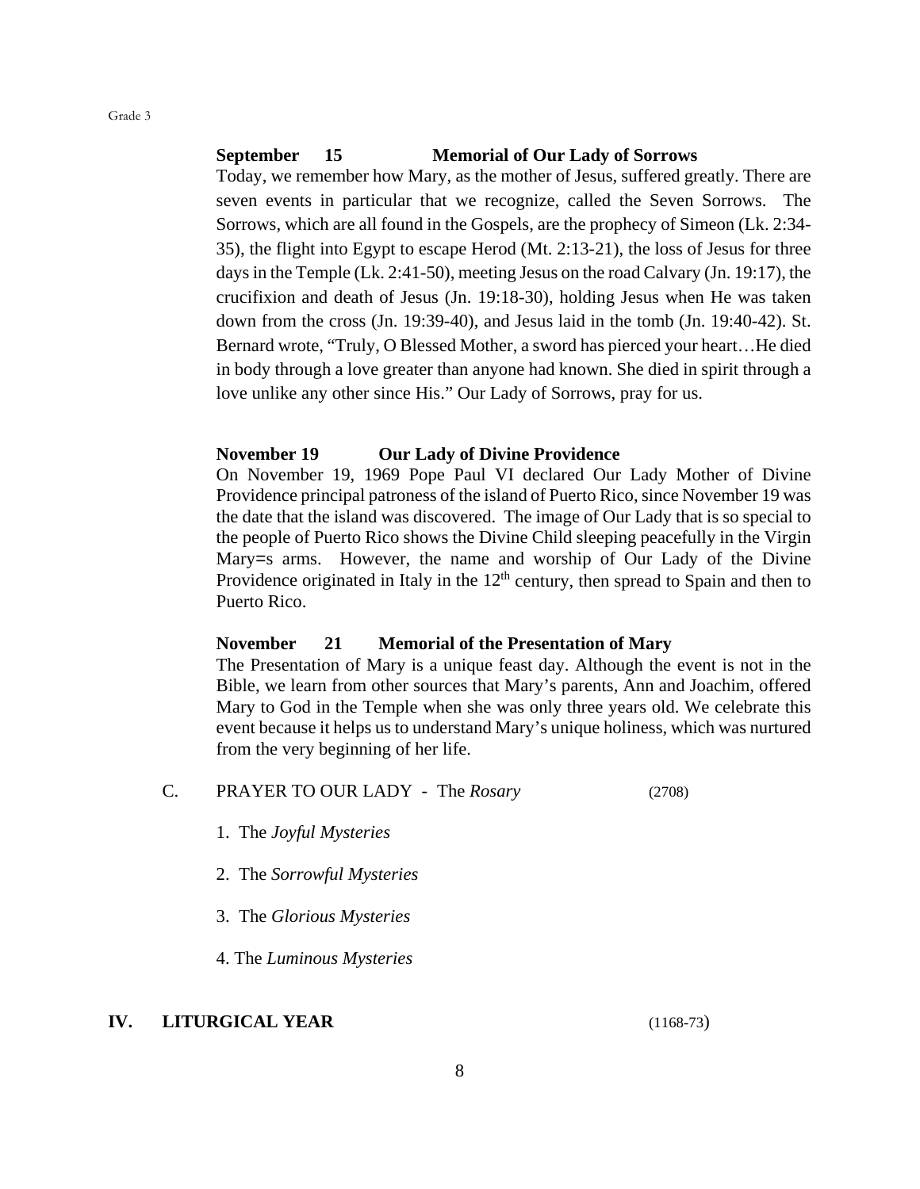**September 15 Memorial of Our Lady of Sorrows**

Today, we remember how Mary, as the mother of Jesus, suffered greatly. There are seven events in particular that we recognize, called the Seven Sorrows. The Sorrows, which are all found in the Gospels, are the prophecy of Simeon (Lk. 2:34-35), the flight into Egypt to escape Herod (Mt. 2:13-21), the loss of Jesus for three days in the Temple (Lk. 2:41-50), meeting Jesus on the road Calvary (Jn. 19:17), the crucifixion and death of Jesus (Jn. 19:18-30), holding Jesus when He was taken down from the cross (Jn. 19:39-40), and Jesus laid in the tomb (Jn. 19:40-42). St. Bernard wrote, “Truly, O Blessed Mother, a sword has pierced your heart…He died in body through a love greater than anyone had known. She died in spirit through a love unlike any other since His.” Our Lady of Sorrows, pray for us.

**November 19 Our Lady of Divine Providence**

On November 19, 1969 Pope Paul VI declared Our Lady Mother of Divine Providence principal patroness of the island of Puerto Rico, since November 19 was the date that the island was discovered. The image of Our Lady that is so special to the people of Puerto Rico shows the Divine Child sleeping peacefully in the Virgin Mary=s arms. However, the name and worship of Our Lady of the Divine Providence originated in Italy in the 12th century, then spread to Spain and then to Puerto Rico.

**November 21 Memorial of the Presentation of Mary**

The Presentation of Mary is a unique feast day. Although the event is not in the Bible, we learn from other sources that Mary’s parents, Ann and Joachim, offered Mary to God in the Temple when she was only three years old. We celebrate this event because it helps us to understand Mary’s unique holiness, which was nurtured from the very beginning of her life.

C. PRAYER TO OUR LADY - The *Rosary* (2708)

1. The *Joyful Mysteries*
2. The *Sorrowful Mysteries*
3. The *Glorious Mysteries*
4. The *Luminous Mysteries*

## IV. LITURGICAL YEAR (1168-73)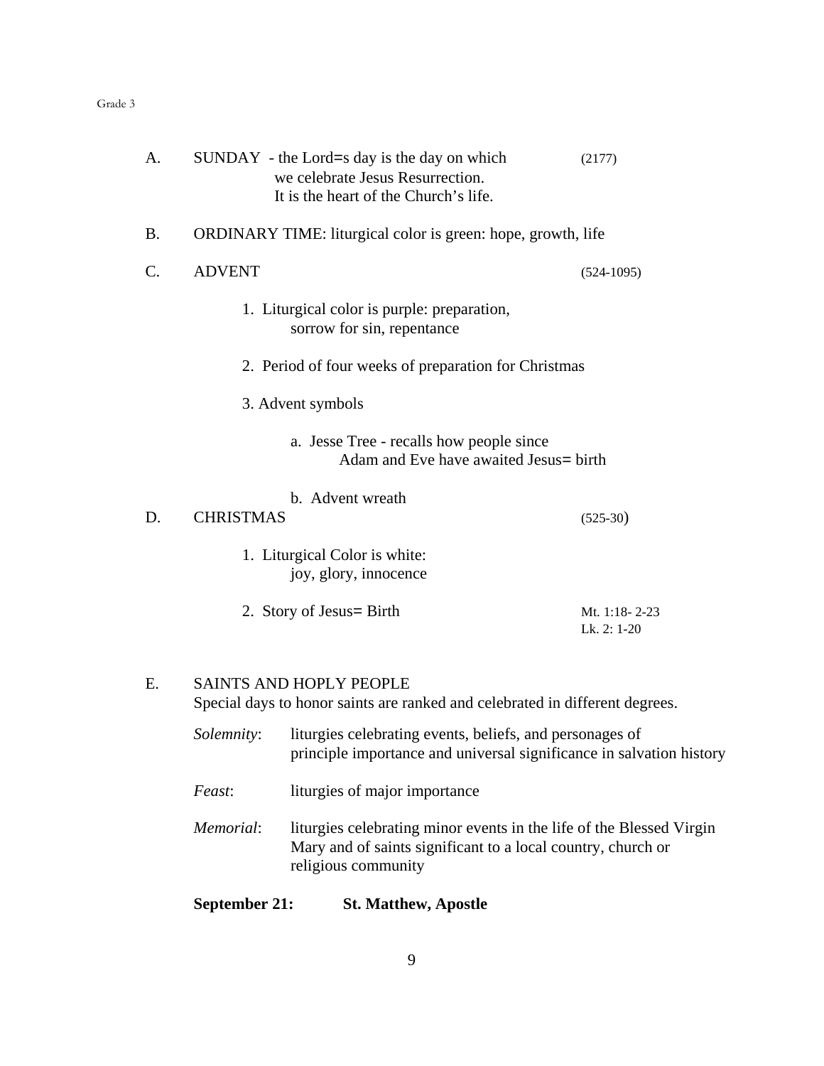A. SUNDAY - the Lord=s day is the day on which we celebrate Jesus Resurrection. It is the heart of the Church's life. (2177)

B. ORDINARY TIME: liturgical color is green: hope, growth, life

C. ADVENT (524-1095)

1. Liturgical color is purple: preparation, sorrow for sin, repentance

2. Period of four weeks of preparation for Christmas

3. Advent symbols

   a. Jesse Tree - recalls how people since Adam and Eve have awaited Jesus= birth

   b. Advent wreath

D. CHRISTMAS (525-30)

1. Liturgical Color is white: joy, glory, innocence

2. Story of Jesus= Birth — Mt. 1:18- 2-23, Lk. 2: 1-20

E. SAINTS AND HOPLY PEOPLE
Special days to honor saints are ranked and celebrated in different degrees.

*Solemnity*: liturgies celebrating events, beliefs, and personages of principle importance and universal significance in salvation history

*Feast*: liturgies of major importance

*Memorial*: liturgies celebrating minor events in the life of the Blessed Virgin Mary and of saints significant to a local country, church or religious community

**September 21: St. Matthew, Apostle**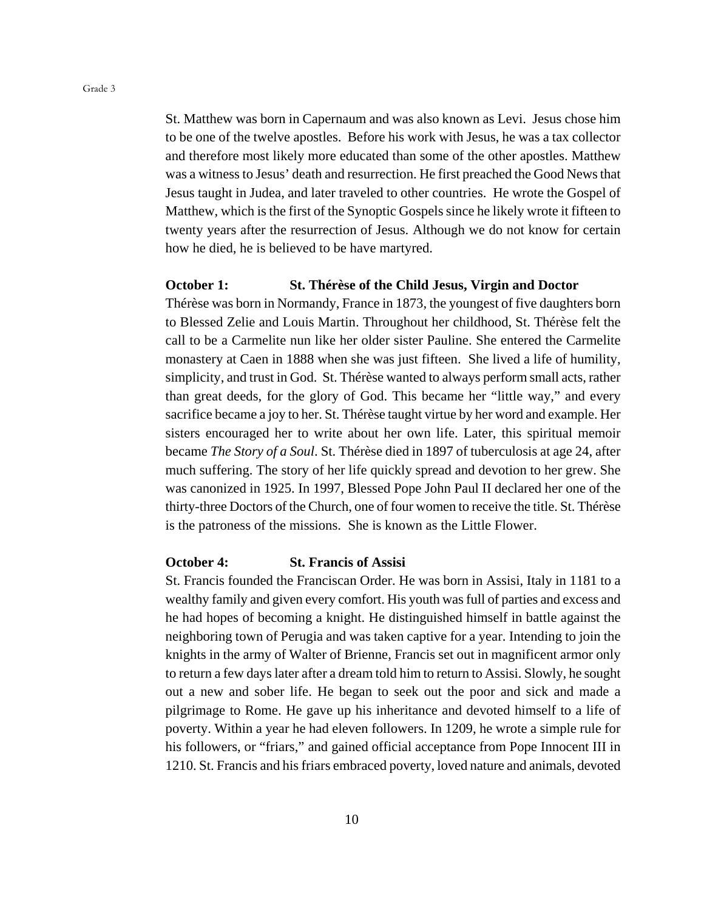St. Matthew was born in Capernaum and was also known as Levi. Jesus chose him to be one of the twelve apostles. Before his work with Jesus, he was a tax collector and therefore most likely more educated than some of the other apostles. Matthew was a witness to Jesus' death and resurrection. He first preached the Good News that Jesus taught in Judea, and later traveled to other countries. He wrote the Gospel of Matthew, which is the first of the Synoptic Gospels since he likely wrote it fifteen to twenty years after the resurrection of Jesus. Although we do not know for certain how he died, he is believed to be have martyred.

**October 1: St. Thérèse of the Child Jesus, Virgin and Doctor**

Thérèse was born in Normandy, France in 1873, the youngest of five daughters born to Blessed Zelie and Louis Martin. Throughout her childhood, St. Thérèse felt the call to be a Carmelite nun like her older sister Pauline. She entered the Carmelite monastery at Caen in 1888 when she was just fifteen. She lived a life of humility, simplicity, and trust in God. St. Thérèse wanted to always perform small acts, rather than great deeds, for the glory of God. This became her "little way," and every sacrifice became a joy to her. St. Thérèse taught virtue by her word and example. Her sisters encouraged her to write about her own life. Later, this spiritual memoir became *The Story of a Soul*. St. Thérèse died in 1897 of tuberculosis at age 24, after much suffering. The story of her life quickly spread and devotion to her grew. She was canonized in 1925. In 1997, Blessed Pope John Paul II declared her one of the thirty-three Doctors of the Church, one of four women to receive the title. St. Thérèse is the patroness of the missions. She is known as the Little Flower.

**October 4: St. Francis of Assisi**

St. Francis founded the Franciscan Order. He was born in Assisi, Italy in 1181 to a wealthy family and given every comfort. His youth was full of parties and excess and he had hopes of becoming a knight. He distinguished himself in battle against the neighboring town of Perugia and was taken captive for a year. Intending to join the knights in the army of Walter of Brienne, Francis set out in magnificent armor only to return a few days later after a dream told him to return to Assisi. Slowly, he sought out a new and sober life. He began to seek out the poor and sick and made a pilgrimage to Rome. He gave up his inheritance and devoted himself to a life of poverty. Within a year he had eleven followers. In 1209, he wrote a simple rule for his followers, or "friars," and gained official acceptance from Pope Innocent III in 1210. St. Francis and his friars embraced poverty, loved nature and animals, devoted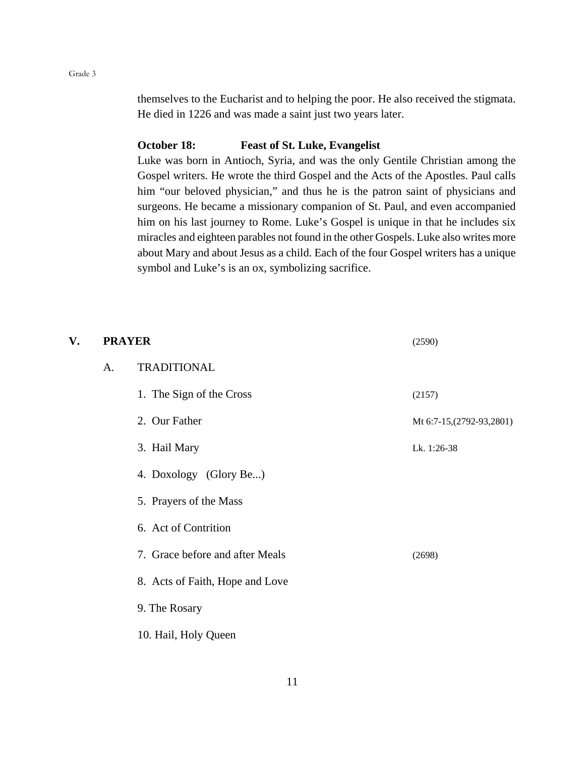themselves to the Eucharist and to helping the poor. He also received the stigmata. He died in 1226 and was made a saint just two years later.

**October 18: Feast of St. Luke, Evangelist**

Luke was born in Antioch, Syria, and was the only Gentile Christian among the Gospel writers. He wrote the third Gospel and the Acts of the Apostles. Paul calls him "our beloved physician," and thus he is the patron saint of physicians and surgeons. He became a missionary companion of St. Paul, and even accompanied him on his last journey to Rome. Luke's Gospel is unique in that he includes six miracles and eighteen parables not found in the other Gospels. Luke also writes more about Mary and about Jesus as a child. Each of the four Gospel writers has a unique symbol and Luke's is an ox, symbolizing sacrifice.

## V. PRAYER (2590)

### A. TRADITIONAL

1. The Sign of the Cross (2157)
2. Our Father Mt 6:7-15,(2792-93,2801)
3. Hail Mary Lk. 1:26-38
4. Doxology (Glory Be...)
5. Prayers of the Mass
6. Act of Contrition
7. Grace before and after Meals (2698)
8. Acts of Faith, Hope and Love
9. The Rosary
10. Hail, Holy Queen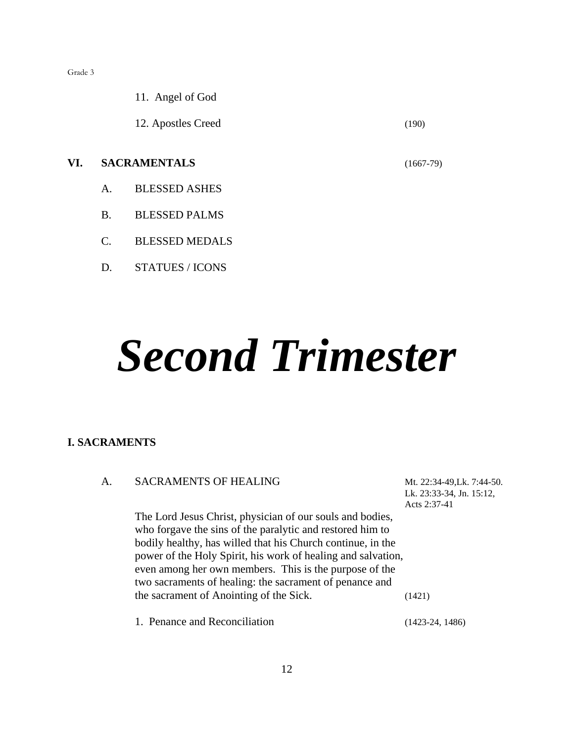11. Angel of God

12. Apostles Creed (190)

**VI. SACRAMENTALS** (1667-79)

A. BLESSED ASHES

B. BLESSED PALMS

C. BLESSED MEDALS

D. STATUES / ICONS

# ***Second Trimester***

**I. SACRAMENTS**

A. SACRAMENTS OF HEALING — Mt. 22:34-49,Lk. 7:44-50. Lk. 23:33-34, Jn. 15:12, Acts 2:37-41

The Lord Jesus Christ, physician of our souls and bodies, who forgave the sins of the paralytic and restored him to bodily healthy, has willed that his Church continue, in the power of the Holy Spirit, his work of healing and salvation, even among her own members. This is the purpose of the two sacraments of healing: the sacrament of penance and the sacrament of Anointing of the Sick. (1421)

1. Penance and Reconciliation (1423-24, 1486)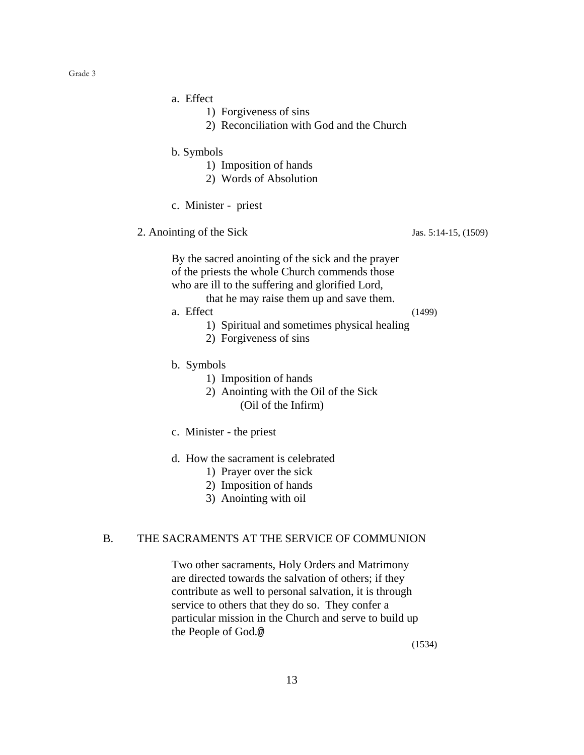a. Effect

1) Forgiveness of sins
2) Reconciliation with God and the Church

b. Symbols

1) Imposition of hands
2) Words of Absolution

c. Minister - priest

2. Anointing of the Sick — Jas. 5:14-15, (1509)

By the sacred anointing of the sick and the prayer of the priests the whole Church commends those who are ill to the suffering and glorified Lord, that he may raise them up and save them.

a. Effect (1499)

1) Spiritual and sometimes physical healing
2) Forgiveness of sins

b. Symbols

1) Imposition of hands
2) Anointing with the Oil of the Sick (Oil of the Infirm)

c. Minister - the priest

d. How the sacrament is celebrated

1) Prayer over the sick
2) Imposition of hands
3) Anointing with oil

## B. THE SACRAMENTS AT THE SERVICE OF COMMUNION

Two other sacraments, Holy Orders and Matrimony are directed towards the salvation of others; if they contribute as well to personal salvation, it is through service to others that they do so. They confer a particular mission in the Church and serve to build up the People of God.@

(1534)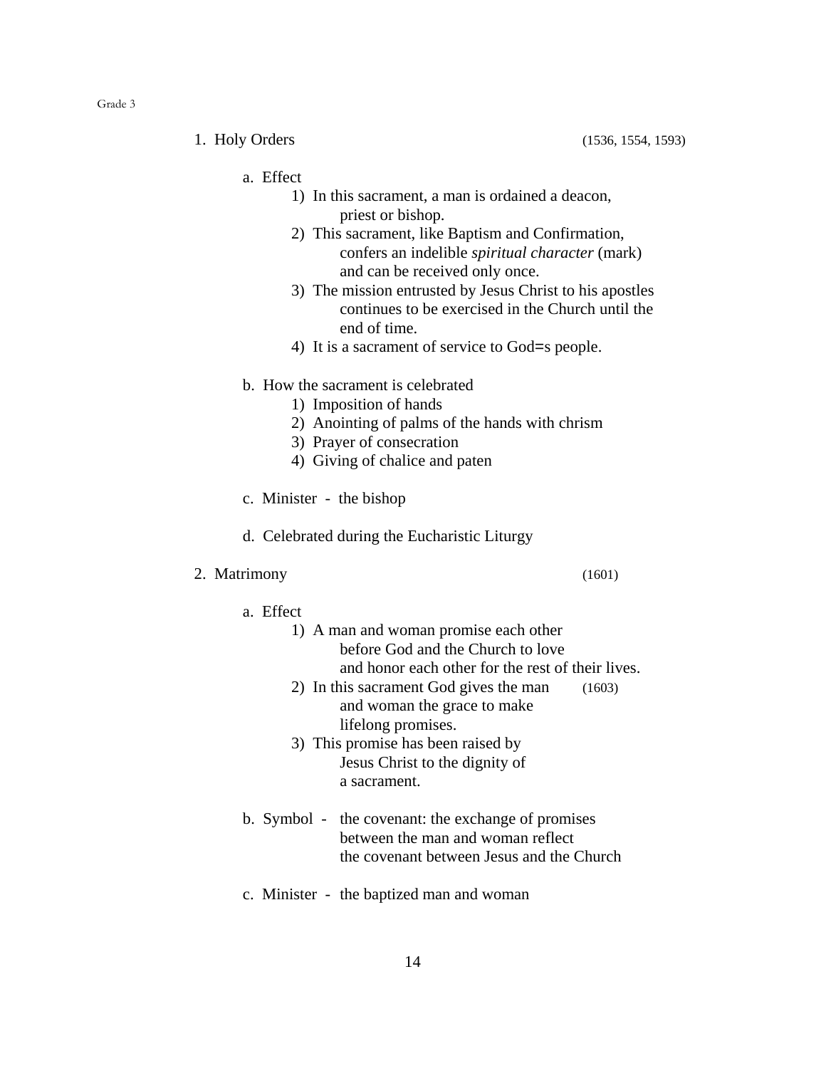1. Holy Orders (1536, 1554, 1593)

   a. Effect
      1) In this sacrament, a man is ordained a deacon, priest or bishop.
      2) This sacrament, like Baptism and Confirmation, confers an indelible *spiritual character* (mark) and can be received only once.
      3) The mission entrusted by Jesus Christ to his apostles continues to be exercised in the Church until the end of time.
      4) It is a sacrament of service to God=s people.

   b. How the sacrament is celebrated
      1) Imposition of hands
      2) Anointing of palms of the hands with chrism
      3) Prayer of consecration
      4) Giving of chalice and paten

   c. Minister - the bishop

   d. Celebrated during the Eucharistic Liturgy

2. Matrimony (1601)

   a. Effect
      1) A man and woman promise each other before God and the Church to love and honor each other for the rest of their lives.
      2) In this sacrament God gives the man and woman the grace to make lifelong promises. (1603)
      3) This promise has been raised by Jesus Christ to the dignity of a sacrament.

   b. Symbol - the covenant: the exchange of promises between the man and woman reflect the covenant between Jesus and the Church

   c. Minister - the baptized man and woman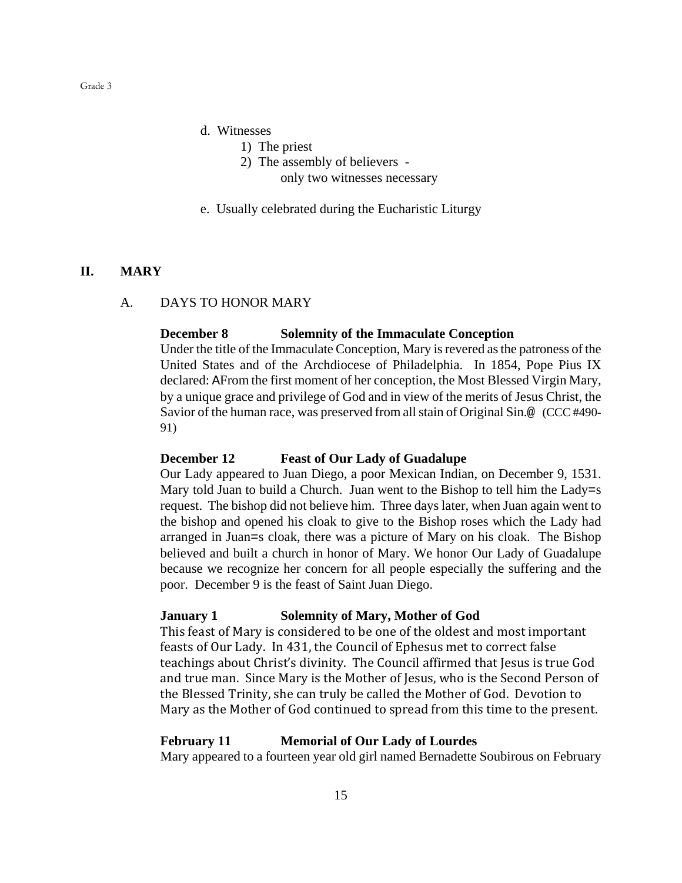d. Witnesses
   1) The priest
   2) The assembly of believers -
      only two witnesses necessary

e. Usually celebrated during the Eucharistic Liturgy

## II. MARY

### A. DAYS TO HONOR MARY

**December 8 Solemnity of the Immaculate Conception**

Under the title of the Immaculate Conception, Mary is revered as the patroness of the United States and of the Archdiocese of Philadelphia. In 1854, Pope Pius IX declared: AFrom the first moment of her conception, the Most Blessed Virgin Mary, by a unique grace and privilege of God and in view of the merits of Jesus Christ, the Savior of the human race, was preserved from all stain of Original Sin.@ (CCC #490-91)

**December 12 Feast of Our Lady of Guadalupe**

Our Lady appeared to Juan Diego, a poor Mexican Indian, on December 9, 1531. Mary told Juan to build a Church. Juan went to the Bishop to tell him the Lady=s request. The bishop did not believe him. Three days later, when Juan again went to the bishop and opened his cloak to give to the Bishop roses which the Lady had arranged in Juan=s cloak, there was a picture of Mary on his cloak. The Bishop believed and built a church in honor of Mary. We honor Our Lady of Guadalupe because we recognize her concern for all people especially the suffering and the poor. December 9 is the feast of Saint Juan Diego.

**January 1 Solemnity of Mary, Mother of God**

This feast of Mary is considered to be one of the oldest and most important feasts of Our Lady. In 431, the Council of Ephesus met to correct false teachings about Christ's divinity. The Council affirmed that Jesus is true God and true man. Since Mary is the Mother of Jesus, who is the Second Person of the Blessed Trinity, she can truly be called the Mother of God. Devotion to Mary as the Mother of God continued to spread from this time to the present.

**February 11 Memorial of Our Lady of Lourdes**

Mary appeared to a fourteen year old girl named Bernadette Soubirous on February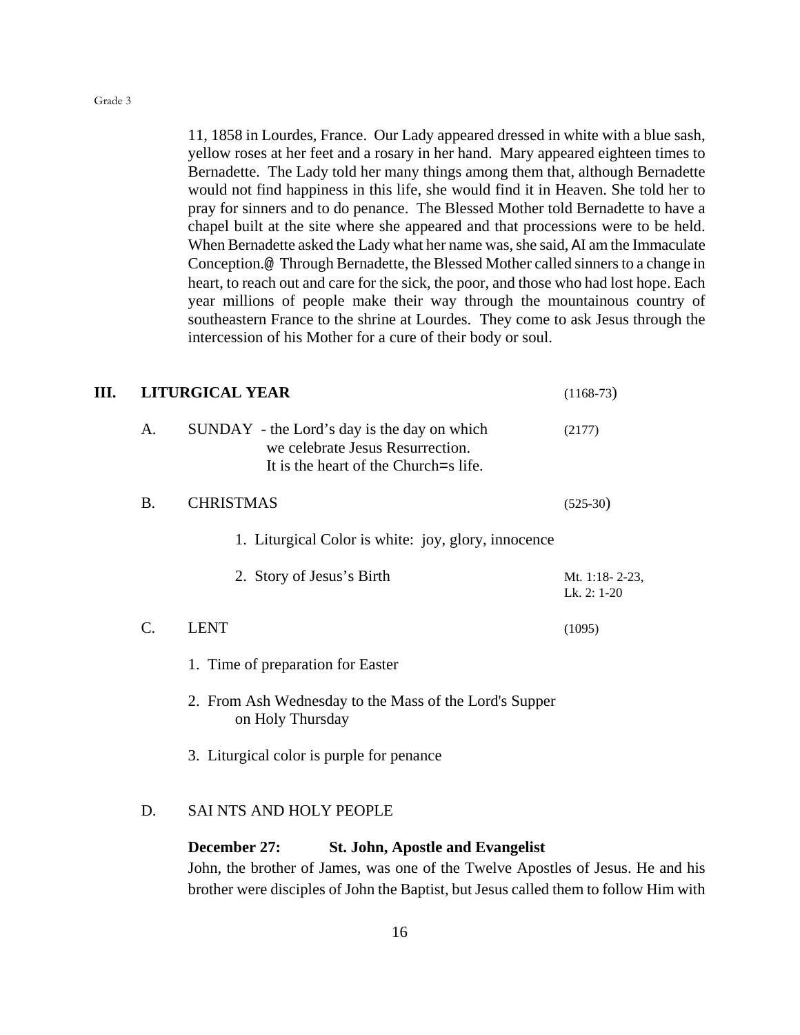11, 1858 in Lourdes, France. Our Lady appeared dressed in white with a blue sash, yellow roses at her feet and a rosary in her hand. Mary appeared eighteen times to Bernadette. The Lady told her many things among them that, although Bernadette would not find happiness in this life, she would find it in Heaven. She told her to pray for sinners and to do penance. The Blessed Mother told Bernadette to have a chapel built at the site where she appeared and that processions were to be held. When Bernadette asked the Lady what her name was, she said, AI am the Immaculate Conception.@ Through Bernadette, the Blessed Mother called sinners to a change in heart, to reach out and care for the sick, the poor, and those who had lost hope. Each year millions of people make their way through the mountainous country of southeastern France to the shrine at Lourdes. They come to ask Jesus through the intercession of his Mother for a cure of their body or soul.

## III. LITURGICAL YEAR (1168-73)

A. SUNDAY - the Lord's day is the day on which we celebrate Jesus Resurrection. It is the heart of the Church=s life. (2177)

B. CHRISTMAS (525-30)

1. Liturgical Color is white: joy, glory, innocence
2. Story of Jesus's Birth — Mt. 1:18- 2-23, Lk. 2: 1-20

C. LENT (1095)

1. Time of preparation for Easter
2. From Ash Wednesday to the Mass of the Lord's Supper on Holy Thursday
3. Liturgical color is purple for penance

D. SAI NTS AND HOLY PEOPLE

**December 27: St. John, Apostle and Evangelist**

John, the brother of James, was one of the Twelve Apostles of Jesus. He and his brother were disciples of John the Baptist, but Jesus called them to follow Him with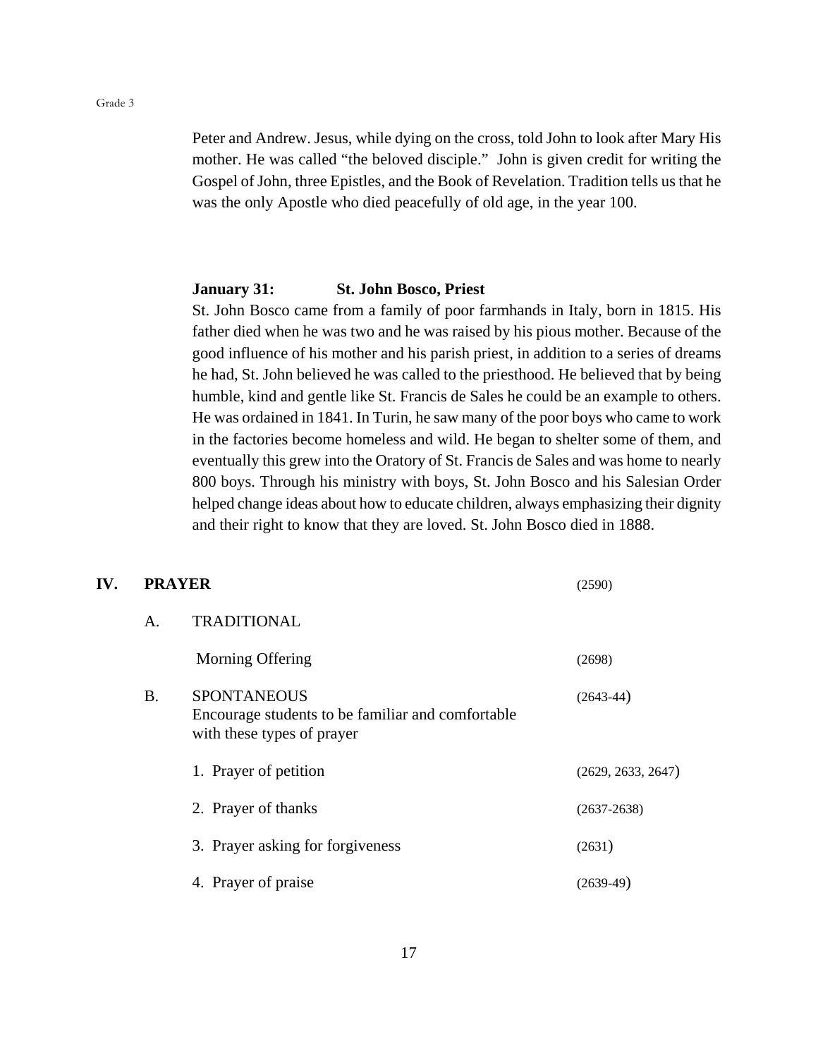Peter and Andrew. Jesus, while dying on the cross, told John to look after Mary His mother. He was called "the beloved disciple." John is given credit for writing the Gospel of John, three Epistles, and the Book of Revelation. Tradition tells us that he was the only Apostle who died peacefully of old age, in the year 100.

**January 31: St. John Bosco, Priest**

St. John Bosco came from a family of poor farmhands in Italy, born in 1815. His father died when he was two and he was raised by his pious mother. Because of the good influence of his mother and his parish priest, in addition to a series of dreams he had, St. John believed he was called to the priesthood. He believed that by being humble, kind and gentle like St. Francis de Sales he could be an example to others. He was ordained in 1841. In Turin, he saw many of the poor boys who came to work in the factories become homeless and wild. He began to shelter some of them, and eventually this grew into the Oratory of St. Francis de Sales and was home to nearly 800 boys. Through his ministry with boys, St. John Bosco and his Salesian Order helped change ideas about how to educate children, always emphasizing their dignity and their right to know that they are loved. St. John Bosco died in 1888.

## IV. PRAYER (2590)

A. TRADITIONAL

Morning Offering (2698)

B. SPONTANEOUS (2643-44)

Encourage students to be familiar and comfortable with these types of prayer

1. Prayer of petition (2629, 2633, 2647)
2. Prayer of thanks (2637-2638)
3. Prayer asking for forgiveness (2631)
4. Prayer of praise (2639-49)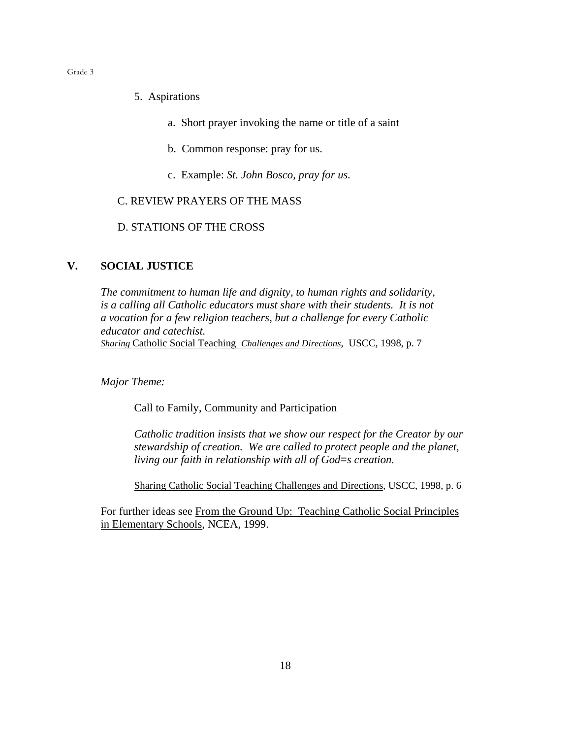5. Aspirations

    a. Short prayer invoking the name or title of a saint

    b. Common response: pray for us.

    c. Example: *St. John Bosco, pray for us.*

C. REVIEW PRAYERS OF THE MASS

D. STATIONS OF THE CROSS

## V. SOCIAL JUSTICE

*The commitment to human life and dignity, to human rights and solidarity, is a calling all Catholic educators must share with their students. It is not a vocation for a few religion teachers, but a challenge for every Catholic educator and catechist.*
*Sharing* Catholic Social Teaching *Challenges and Directions*, USCC, 1998, p. 7

*Major Theme:*

Call to Family, Community and Participation

*Catholic tradition insists that we show our respect for the Creator by our stewardship of creation. We are called to protect people and the planet, living our faith in relationship with all of God=s creation.*

Sharing Catholic Social Teaching Challenges and Directions, USCC, 1998, p. 6

For further ideas see From the Ground Up: Teaching Catholic Social Principles in Elementary Schools, NCEA, 1999.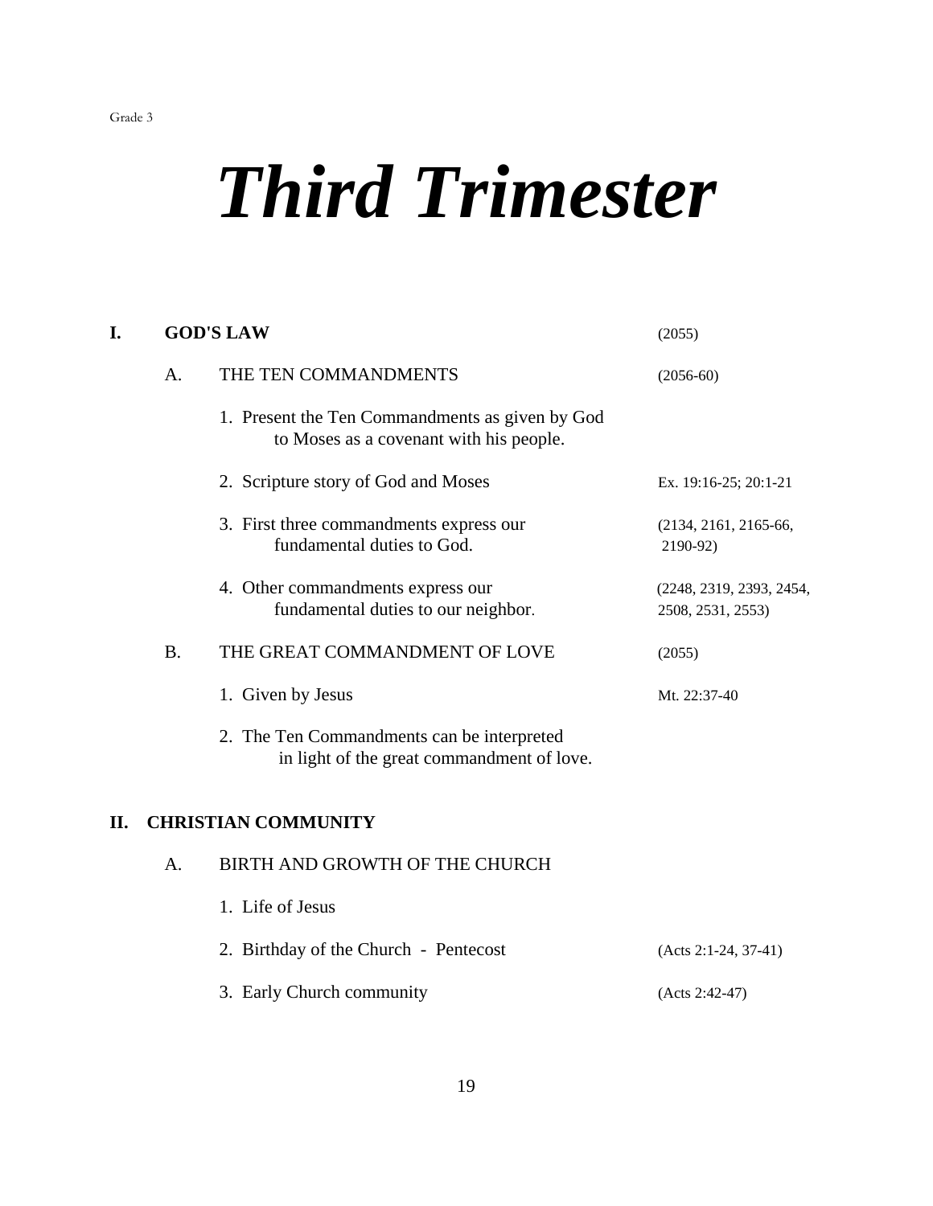# *Third Trimester*

**I. GOD'S LAW** (2055)

A. THE TEN COMMANDMENTS (2056-60)

1. Present the Ten Commandments as given by God to Moses as a covenant with his people.
2. Scripture story of God and Moses — Ex. 19:16-25; 20:1-21
3. First three commandments express our fundamental duties to God. (2134, 2161, 2165-66, 2190-92)
4. Other commandments express our fundamental duties to our neighbor. (2248, 2319, 2393, 2454, 2508, 2531, 2553)

B. THE GREAT COMMANDMENT OF LOVE (2055)

1. Given by Jesus — Mt. 22:37-40
2. The Ten Commandments can be interpreted in light of the great commandment of love.

**II. CHRISTIAN COMMUNITY**

A. BIRTH AND GROWTH OF THE CHURCH

1. Life of Jesus
2. Birthday of the Church - Pentecost (Acts 2:1-24, 37-41)
3. Early Church community (Acts 2:42-47)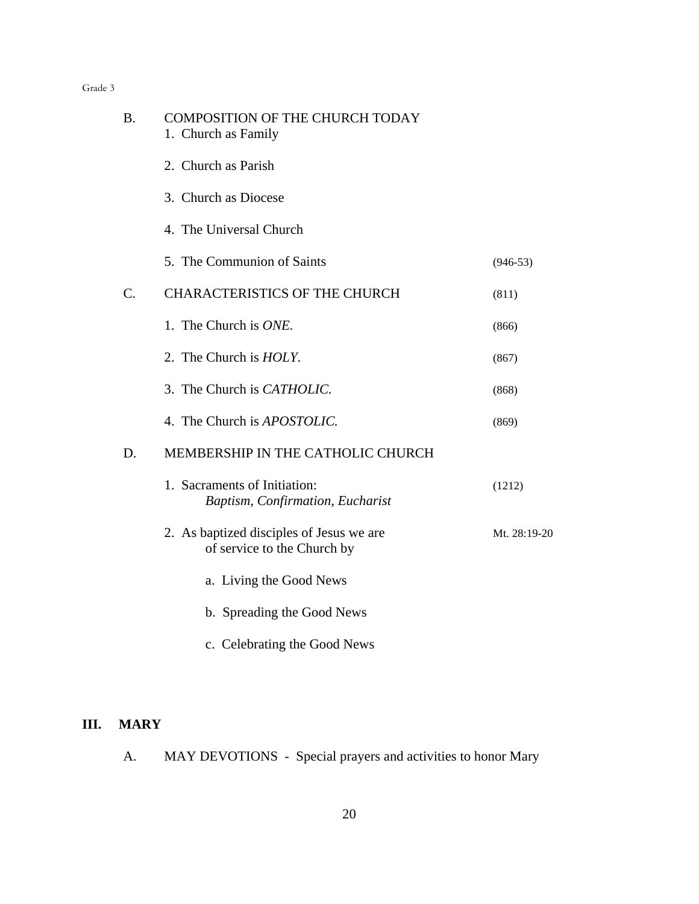B. COMPOSITION OF THE CHURCH TODAY

1. Church as Family

2. Church as Parish

3. Church as Diocese

4. The Universal Church

5. The Communion of Saints (946-53)

C. CHARACTERISTICS OF THE CHURCH (811)

1. The Church is *ONE.* (866)

2. The Church is *HOLY.* (867)

3. The Church is *CATHOLIC.* (868)

4. The Church is *APOSTOLIC.* (869)

D. MEMBERSHIP IN THE CATHOLIC CHURCH

1. Sacraments of Initiation: (1212)
   *Baptism, Confirmation, Eucharist*

2. As baptized disciples of Jesus we are of service to the Church by (Mt. 28:19-20)

   a. Living the Good News

   b. Spreading the Good News

   c. Celebrating the Good News

## III. MARY

A. MAY DEVOTIONS - Special prayers and activities to honor Mary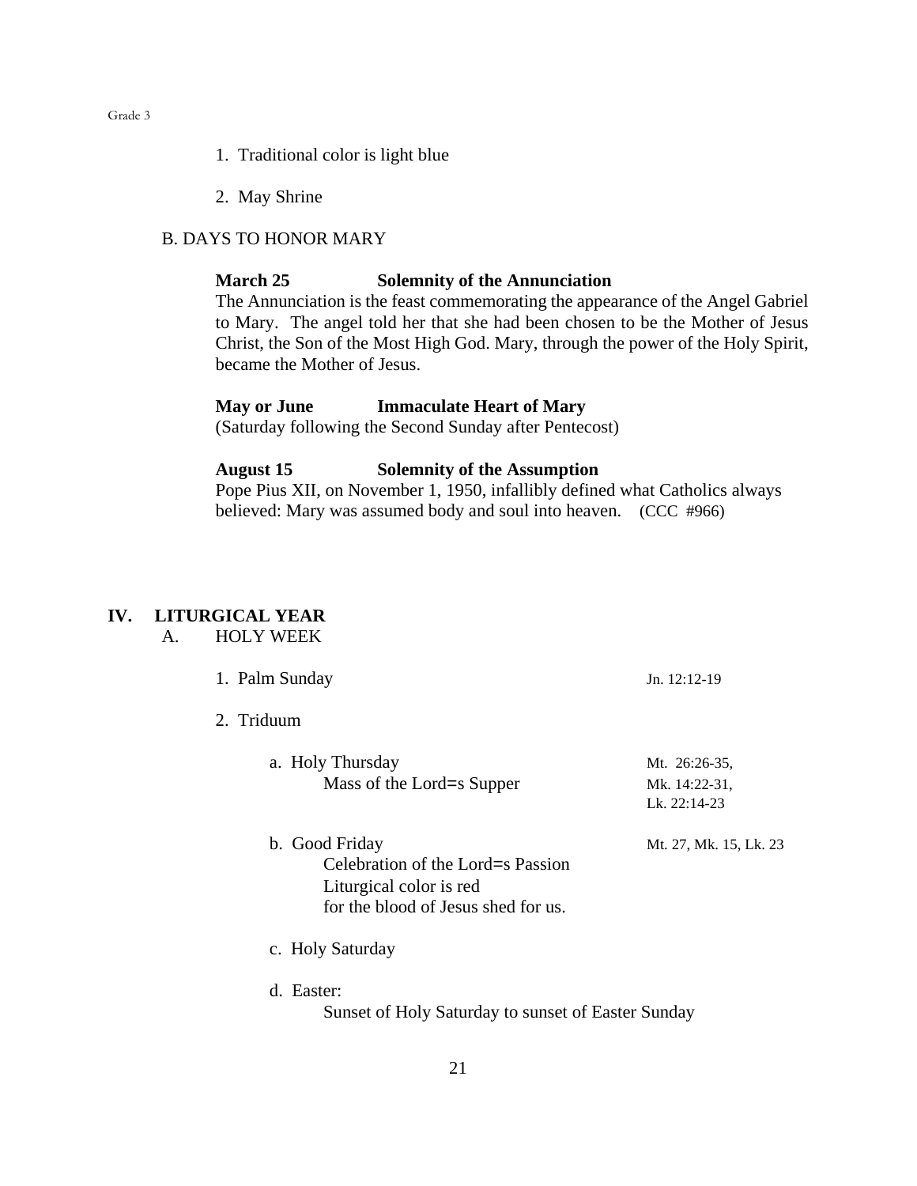1. Traditional color is light blue

2. May Shrine

B. DAYS TO HONOR MARY

**March 25** **Solemnity of the Annunciation**
The Annunciation is the feast commemorating the appearance of the Angel Gabriel to Mary. The angel told her that she had been chosen to be the Mother of Jesus Christ, the Son of the Most High God. Mary, through the power of the Holy Spirit, became the Mother of Jesus.

**May or June** **Immaculate Heart of Mary**
(Saturday following the Second Sunday after Pentecost)

**August 15** **Solemnity of the Assumption**
Pope Pius XII, on November 1, 1950, infallibly defined what Catholics always believed: Mary was assumed body and soul into heaven. (CCC #966)

## IV. LITURGICAL YEAR

A. HOLY WEEK

1. Palm Sunday — Jn. 12:12-19

2. Triduum

   a. Holy Thursday — Mt. 26:26-35, Mk. 14:22-31, Lk. 22:14-23
      Mass of the Lord=s Supper

   b. Good Friday — Mt. 27, Mk. 15, Lk. 23
      Celebration of the Lord=s Passion
      Liturgical color is red
      for the blood of Jesus shed for us.

   c. Holy Saturday

   d. Easter:
      Sunset of Holy Saturday to sunset of Easter Sunday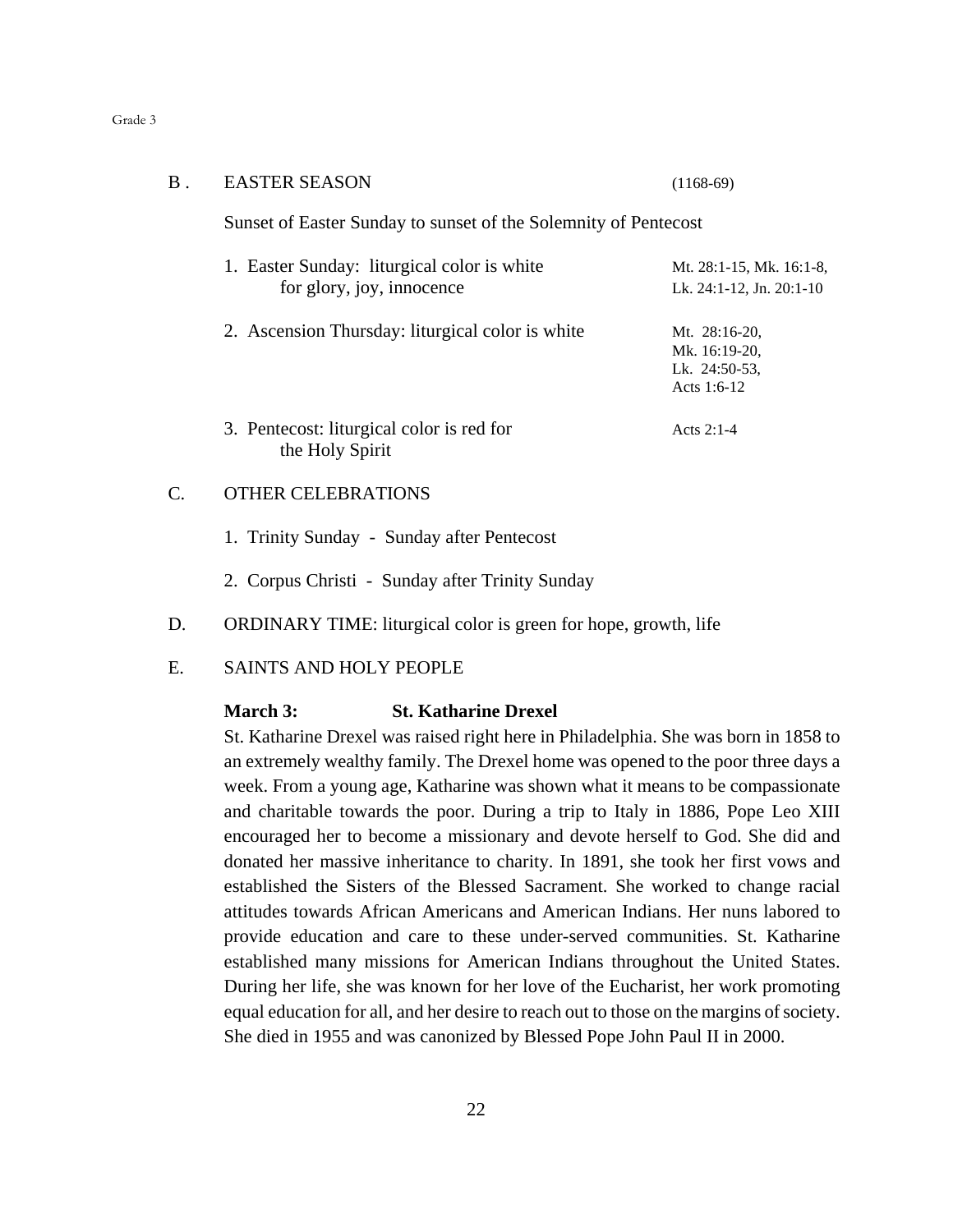## B. EASTER SEASON (1168-69)

Sunset of Easter Sunday to sunset of the Solemnity of Pentecost

1. Easter Sunday: liturgical color is white for glory, joy, innocence — Mt. 28:1-15, Mk. 16:1-8, Lk. 24:1-12, Jn. 20:1-10

2. Ascension Thursday: liturgical color is white — Mt. 28:16-20, Mk. 16:19-20, Lk. 24:50-53, Acts 1:6-12

3. Pentecost: liturgical color is red for the Holy Spirit — Acts 2:1-4

## C. OTHER CELEBRATIONS

1. Trinity Sunday - Sunday after Pentecost

2. Corpus Christi - Sunday after Trinity Sunday

## D. ORDINARY TIME: liturgical color is green for hope, growth, life

## E. SAINTS AND HOLY PEOPLE

**March 3: St. Katharine Drexel**

St. Katharine Drexel was raised right here in Philadelphia. She was born in 1858 to an extremely wealthy family. The Drexel home was opened to the poor three days a week. From a young age, Katharine was shown what it means to be compassionate and charitable towards the poor. During a trip to Italy in 1886, Pope Leo XIII encouraged her to become a missionary and devote herself to God. She did and donated her massive inheritance to charity. In 1891, she took her first vows and established the Sisters of the Blessed Sacrament. She worked to change racial attitudes towards African Americans and American Indians. Her nuns labored to provide education and care to these under-served communities. St. Katharine established many missions for American Indians throughout the United States. During her life, she was known for her love of the Eucharist, her work promoting equal education for all, and her desire to reach out to those on the margins of society. She died in 1955 and was canonized by Blessed Pope John Paul II in 2000.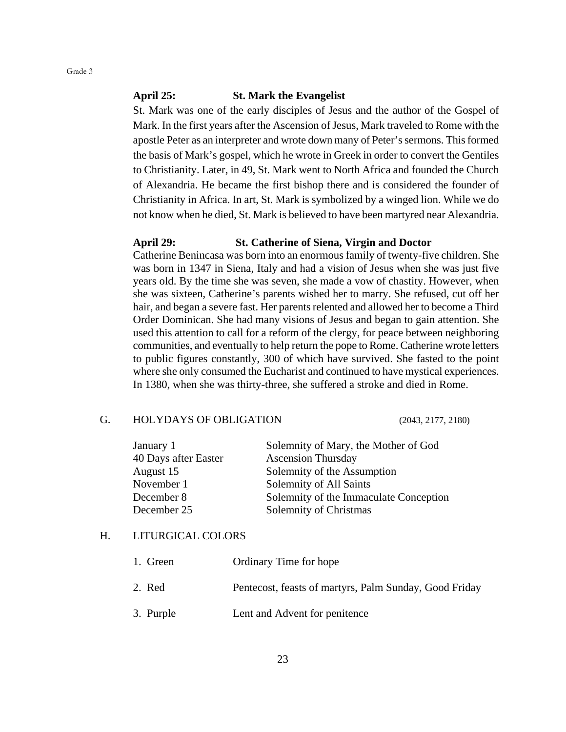**April 25: St. Mark the Evangelist**

St. Mark was one of the early disciples of Jesus and the author of the Gospel of Mark. In the first years after the Ascension of Jesus, Mark traveled to Rome with the apostle Peter as an interpreter and wrote down many of Peter's sermons. This formed the basis of Mark's gospel, which he wrote in Greek in order to convert the Gentiles to Christianity. Later, in 49, St. Mark went to North Africa and founded the Church of Alexandria. He became the first bishop there and is considered the founder of Christianity in Africa. In art, St. Mark is symbolized by a winged lion. While we do not know when he died, St. Mark is believed to have been martyred near Alexandria.

**April 29: St. Catherine of Siena, Virgin and Doctor**

Catherine Benincasa was born into an enormous family of twenty-five children. She was born in 1347 in Siena, Italy and had a vision of Jesus when she was just five years old. By the time she was seven, she made a vow of chastity. However, when she was sixteen, Catherine's parents wished her to marry. She refused, cut off her hair, and began a severe fast. Her parents relented and allowed her to become a Third Order Dominican. She had many visions of Jesus and began to gain attention. She used this attention to call for a reform of the clergy, for peace between neighboring communities, and eventually to help return the pope to Rome. Catherine wrote letters to public figures constantly, 300 of which have survived. She fasted to the point where she only consumed the Eucharist and continued to have mystical experiences. In 1380, when she was thirty-three, she suffered a stroke and died in Rome.

## G. HOLYDAYS OF OBLIGATION (2043, 2177, 2180)

| | |
|---|---|
| January 1 | Solemnity of Mary, the Mother of God |
| 40 Days after Easter | Ascension Thursday |
| August 15 | Solemnity of the Assumption |
| November 1 | Solemnity of All Saints |
| December 8 | Solemnity of the Immaculate Conception |
| December 25 | Solemnity of Christmas |

## H. LITURGICAL COLORS

1. Green — Ordinary Time for hope
2. Red — Pentecost, feasts of martyrs, Palm Sunday, Good Friday
3. Purple — Lent and Advent for penitence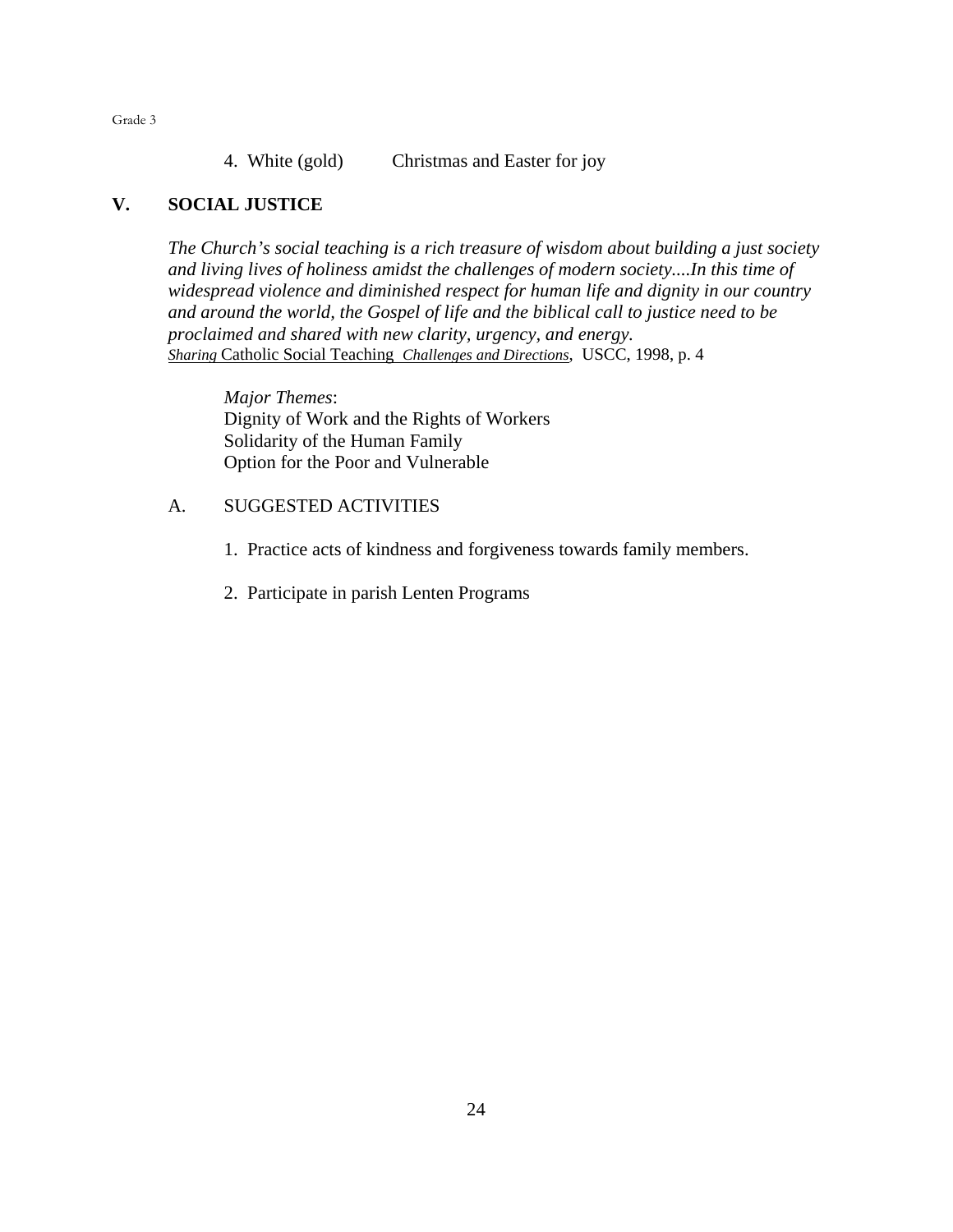4. White (gold)  Christmas and Easter for joy

## V. SOCIAL JUSTICE

*The Church's social teaching is a rich treasure of wisdom about building a just society and living lives of holiness amidst the challenges of modern society....In this time of widespread violence and diminished respect for human life and dignity in our country and around the world, the Gospel of life and the biblical call to justice need to be proclaimed and shared with new clarity, urgency, and energy.*
*Sharing* Catholic Social Teaching *Challenges and Directions*, USCC, 1998, p. 4

*Major Themes*:
Dignity of Work and the Rights of Workers
Solidarity of the Human Family
Option for the Poor and Vulnerable

### A. SUGGESTED ACTIVITIES

1. Practice acts of kindness and forgiveness towards family members.

2. Participate in parish Lenten Programs